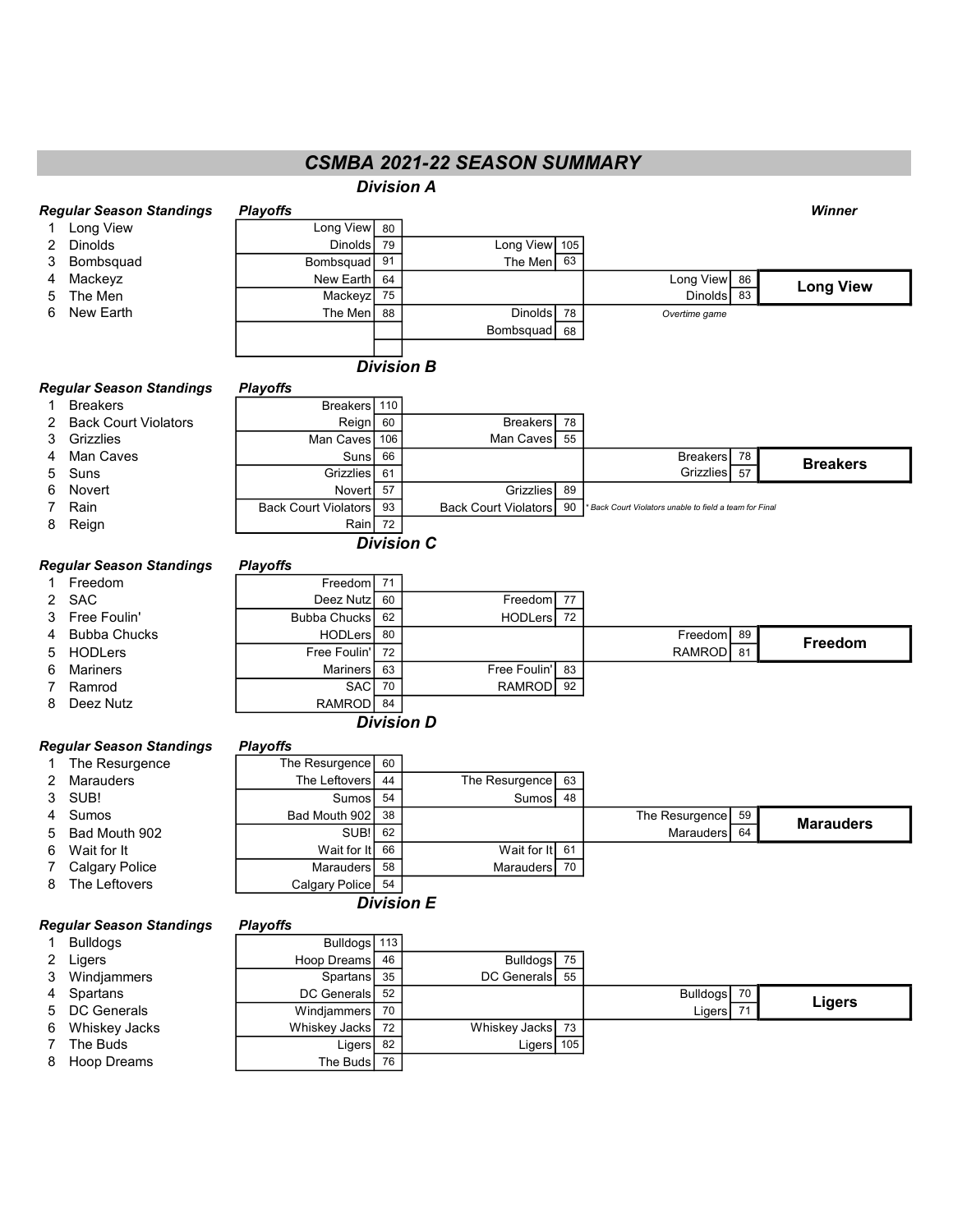# CSMBA 2021-22 SEASON SUMMARY

## Division A

### Regular Season Standings

1. Long View
2. Dinolds
3. Bombsquad
4. Mackeyz
5. The Men
6. New Earth

### Playoffs

| Round 1 | Score | Semifinal | Score | Final | Score | Winner |
|---|---|---|---|---|---|---|
| Long View | 80 | | | | | |
| Dinolds | 79 | Long View | 105 | | | |
| Bombsquad | 91 | The Men | 63 | | | |
| New Earth | 64 | | | Long View | 86 | **Long View** |
| Mackeyz | 75 | | | Dinolds | 83 | |
| The Men | 88 | Dinolds | 78 | *Overtime game* | | |
| | | Bombsquad | 68 | | | |

## Division B

### Regular Season Standings

1. Breakers
2. Back Court Violators
3. Grizzlies
4. Man Caves
5. Suns
6. Novert
7. Rain
8. Reign

### Playoffs

| Round 1 | Score | Semifinal | Score | Final | Score | Winner |
|---|---|---|---|---|---|---|
| Breakers | 110 | | | | | |
| Reign | 60 | Breakers | 78 | | | |
| Man Caves | 106 | Man Caves | 55 | | | |
| Suns | 66 | | | Breakers | 78 | **Breakers** |
| Grizzlies | 61 | | | Grizzlies | 57 | |
| Novert | 57 | Grizzlies | 89 | | | |
| Back Court Violators | 93 | Back Court Violators | 90 | *\* Back Court Violators unable to field a team for Final* | | |
| Rain | 72 | | | | | |

## Division C

### Regular Season Standings

1. Freedom
2. SAC
3. Free Foulin'
4. Bubba Chucks
5. HODLers
6. Mariners
7. Ramrod
8. Deez Nutz

### Playoffs

| Round 1 | Score | Semifinal | Score | Final | Score | Winner |
|---|---|---|---|---|---|---|
| Freedom | 71 | | | | | |
| Deez Nutz | 60 | Freedom | 77 | | | |
| Bubba Chucks | 62 | HODLers | 72 | | | |
| HODLers | 80 | | | Freedom | 89 | **Freedom** |
| Free Foulin' | 72 | | | RAMROD | 81 | |
| Mariners | 63 | Free Foulin' | 83 | | | |
| SAC | 70 | RAMROD | 92 | | | |
| RAMROD | 84 | | | | | |

## Division D

### Regular Season Standings

1. The Resurgence
2. Marauders
3. SUB!
4. Sumos
5. Bad Mouth 902
6. Wait for It
7. Calgary Police
8. The Leftovers

### Playoffs

| Round 1 | Score | Semifinal | Score | Final | Score | Winner |
|---|---|---|---|---|---|---|
| The Resurgence | 60 | | | | | |
| The Leftovers | 44 | The Resurgence | 63 | | | |
| Sumos | 54 | Sumos | 48 | | | |
| Bad Mouth 902 | 38 | | | The Resurgence | 59 | **Marauders** |
| SUB! | 62 | | | Marauders | 64 | |
| Wait for It | 66 | Wait for It | 61 | | | |
| Marauders | 58 | Marauders | 70 | | | |
| Calgary Police | 54 | | | | | |

## Division E

### Regular Season Standings

1. Bulldogs
2. Ligers
3. Windjammers
4. Spartans
5. DC Generals
6. Whiskey Jacks
7. The Buds
8. Hoop Dreams

### Playoffs

| Round 1 | Score | Semifinal | Score | Final | Score | Winner |
|---|---|---|---|---|---|---|
| Bulldogs | 113 | | | | | |
| Hoop Dreams | 46 | Bulldogs | 75 | | | |
| Spartans | 35 | DC Generals | 55 | | | |
| DC Generals | 52 | | | Bulldogs | 70 | **Ligers** |
| Windjammers | 70 | | | Ligers | 71 | |
| Whiskey Jacks | 72 | Whiskey Jacks | 73 | | | |
| Ligers | 82 | Ligers | 105 | | | |
| The Buds | 76 | | | | | |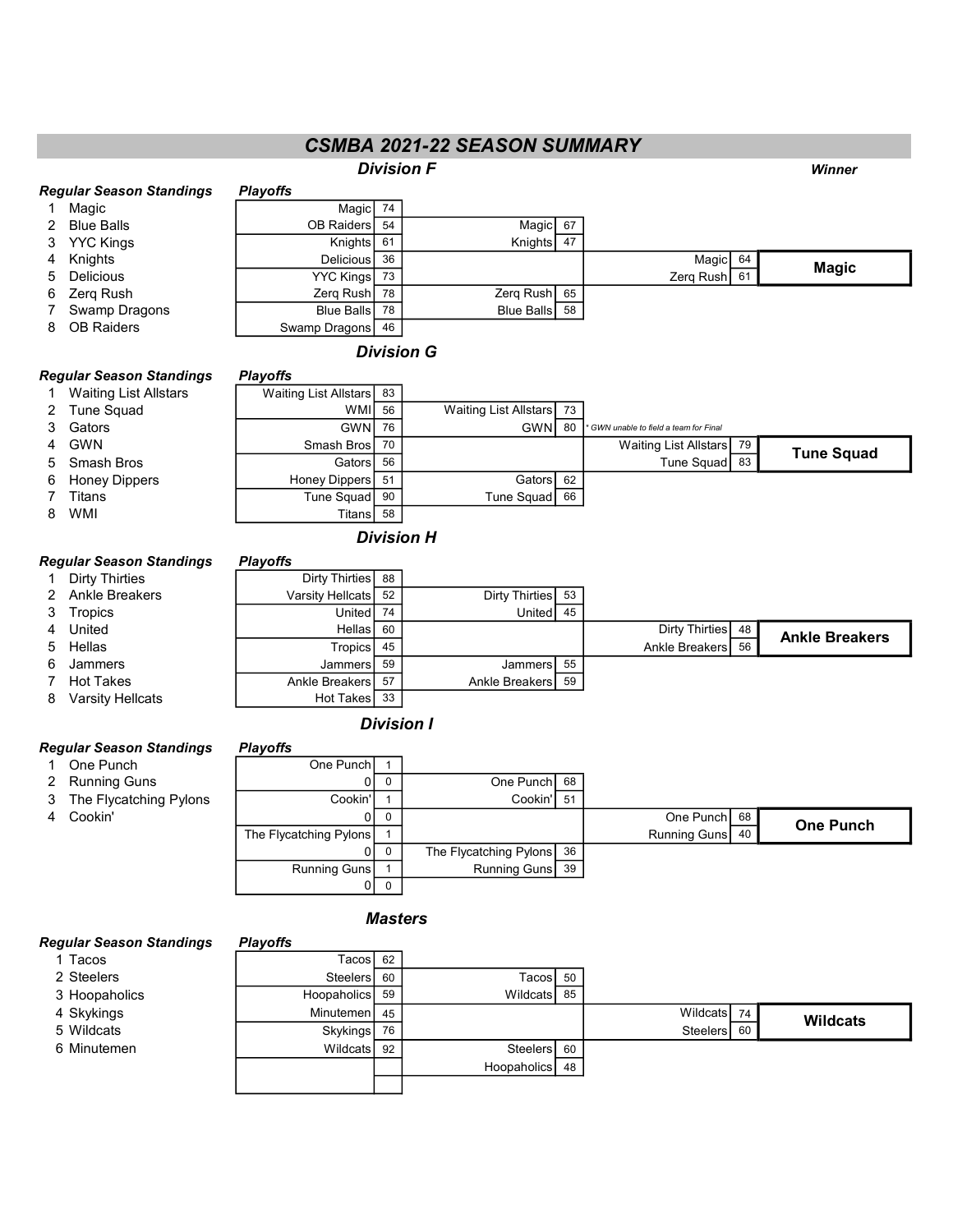# CSMBA 2021-22 SEASON SUMMARY

## Division F

**Winner: Magic**

**Regular Season Standings**

1. Magic
2. Blue Balls
3. YYC Kings
4. Knights
5. Delicious
6. Zerq Rush
7. Swamp Dragons
8. OB Raiders

**Playoffs**

| Round 1 | | Semifinal | | Final | | Winner |
|---|---|---|---|---|---|---|
| Magic | 74 | | | | | |
| OB Raiders | 54 | Magic | 67 | | | |
| Knights | 61 | Knights | 47 | | | |
| Delicious | 36 | | | Magic | 64 | Magic |
| YYC Kings | 73 | | | Zerq Rush | 61 | |
| Zerq Rush | 78 | Zerq Rush | 65 | | | |
| Blue Balls | 78 | Blue Balls | 58 | | | |
| Swamp Dragons | 46 | | | | | |

## Division G

**Regular Season Standings**

1. Waiting List Allstars
2. Tune Squad
3. Gators
4. GWN
5. Smash Bros
6. Honey Dippers
7. Titans
8. WMI

**Playoffs**

| Round 1 | | Semifinal | | Final | | Winner |
|---|---|---|---|---|---|---|
| Waiting List Allstars | 83 | | | | | |
| WMI | 56 | Waiting List Allstars | 73 | | | |
| GWN | 76 | GWN | 80 | * GWN unable to field a team for Final | | |
| Smash Bros | 70 | | | Waiting List Allstars | 79 | Tune Squad |
| Gators | 56 | | | Tune Squad | 83 | |
| Honey Dippers | 51 | Gators | 62 | | | |
| Tune Squad | 90 | Tune Squad | 66 | | | |
| Titans | 58 | | | | | |

## Division H

**Regular Season Standings**

1. Dirty Thirties
2. Ankle Breakers
3. Tropics
4. United
5. Hellas
6. Jammers
7. Hot Takes
8. Varsity Hellcats

**Playoffs**

| Round 1 | | Semifinal | | Final | | Winner |
|---|---|---|---|---|---|---|
| Dirty Thirties | 88 | | | | | |
| Varsity Hellcats | 52 | Dirty Thirties | 53 | | | |
| United | 74 | United | 45 | | | |
| Hellas | 60 | | | Dirty Thirties | 48 | Ankle Breakers |
| Tropics | 45 | | | Ankle Breakers | 56 | |
| Jammers | 59 | Jammers | 55 | | | |
| Ankle Breakers | 57 | Ankle Breakers | 59 | | | |
| Hot Takes | 33 | | | | | |

## Division I

**Regular Season Standings**

1. One Punch
2. Running Guns
3. The Flycatching Pylons
4. Cookin'

**Playoffs**

| Round 1 | | Semifinal | | Final | | Winner |
|---|---|---|---|---|---|---|
| One Punch | 1 | | | | | |
| 0 | 0 | One Punch | 68 | | | |
| Cookin' | 1 | Cookin' | 51 | | | |
| 0 | 0 | | | One Punch | 68 | One Punch |
| The Flycatching Pylons | 1 | | | Running Guns | 40 | |
| 0 | 0 | The Flycatching Pylons | 36 | | | |
| Running Guns | 1 | Running Guns | 39 | | | |
| 0 | 0 | | | | | |

## Masters

**Regular Season Standings**

1. Tacos
2. Steelers
3. Hoopaholics
4. Skykings
5. Wildcats
6. Minutemen

**Playoffs**

| Round 1 | | Semifinal | | Final | | Winner |
|---|---|---|---|---|---|---|
| Tacos | 62 | | | | | |
| Steelers | 60 | Tacos | 50 | | | |
| Hoopaholics | 59 | Wildcats | 85 | | | |
| Minutemen | 45 | | | Wildcats | 74 | Wildcats |
| Skykings | 76 | | | Steelers | 60 | |
| Wildcats | 92 | Steelers | 60 | | | |
| | | Hoopaholics | 48 | | | |
| | | | | | | |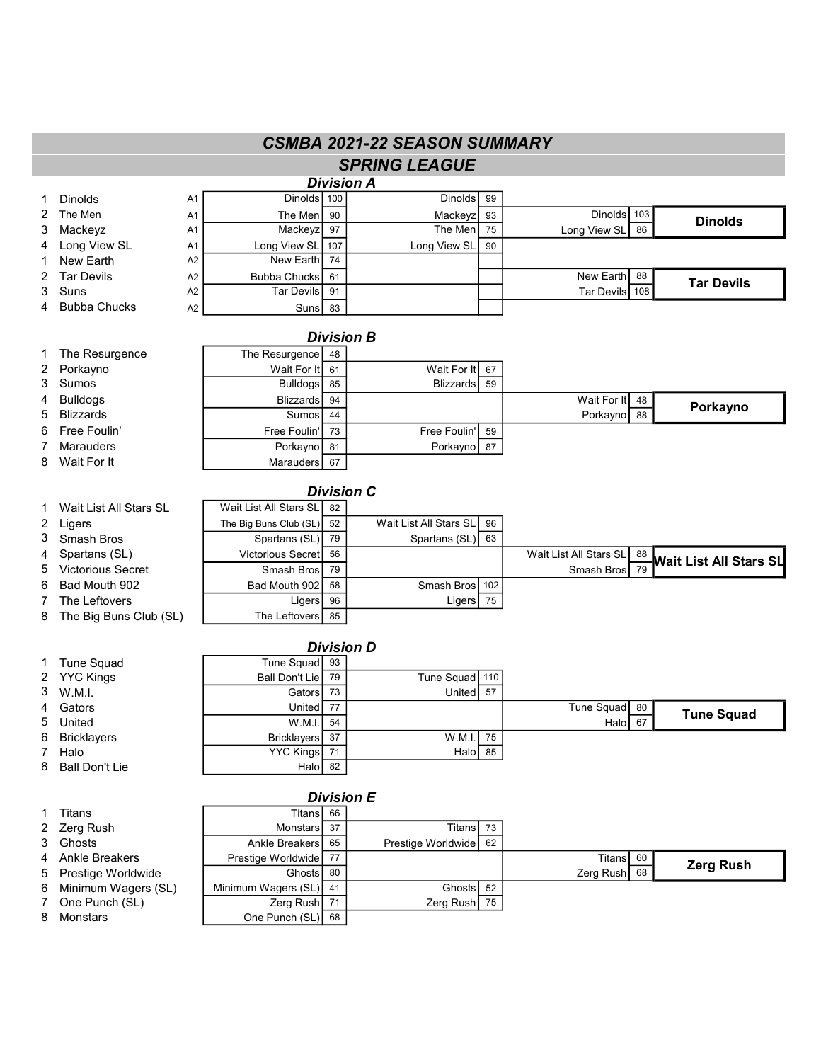# CSMBA 2021-22 SEASON SUMMARY

## SPRING LEAGUE

### Division A

| | | | | | | | | | |
|---|---|---|---|---|---|---|---|---|---|
| 1 | Dinolds | A1 | Dinolds | 100 | Dinolds | 99 | | | |
| 2 | The Men | A1 | The Men | 90 | Mackeyz | 93 | Dinolds | 103 | **Dinolds** |
| 3 | Mackeyz | A1 | Mackeyz | 97 | The Men | 75 | Long View SL | 86 | |
| 4 | Long View SL | A1 | Long View SL | 107 | Long View SL | 90 | | | |
| 1 | New Earth | A2 | New Earth | 74 | | | | | |
| 2 | Tar Devils | A2 | Bubba Chucks | 61 | | | New Earth | 88 | **Tar Devils** |
| 3 | Suns | A2 | Tar Devils | 91 | | | Tar Devils | 108 | |
| 4 | Bubba Chucks | A2 | Suns | 83 | | | | | |

### Division B

| | | | | | | | | |
|---|---|---|---|---|---|---|---|---|
| 1 | The Resurgence | The Resurgence | 48 | | | | | |
| 2 | Porkayno | Wait For It | 61 | Wait For It | 67 | | | |
| 3 | Sumos | Bulldogs | 85 | Blizzards | 59 | | | |
| 4 | Bulldogs | Blizzards | 94 | | | Wait For It | 48 | **Porkayno** |
| 5 | Blizzards | Sumos | 44 | | | Porkayno | 88 | |
| 6 | Free Foulin' | Free Foulin' | 73 | Free Foulin' | 59 | | | |
| 7 | Marauders | Porkayno | 81 | Porkayno | 87 | | | |
| 8 | Wait For It | Marauders | 67 | | | | | |

### Division C

| | | | | | | | | |
|---|---|---|---|---|---|---|---|---|
| 1 | Wait List All Stars SL | Wait List All Stars SL | 82 | | | | | |
| 2 | Ligers | The Big Buns Club (SL) | 52 | Wait List All Stars SL | 96 | | | |
| 3 | Smash Bros | Spartans (SL) | 79 | Spartans (SL) | 63 | | | |
| 4 | Spartans (SL) | Victorious Secret | 56 | | | Wait List All Stars SL | 88 | **Wait List All Stars SL** |
| 5 | Victorious Secret | Smash Bros | 79 | | | Smash Bros | 79 | |
| 6 | Bad Mouth 902 | Bad Mouth 902 | 58 | Smash Bros | 102 | | | |
| 7 | The Leftovers | Ligers | 96 | Ligers | 75 | | | |
| 8 | The Big Buns Club (SL) | The Leftovers | 85 | | | | | |

### Division D

| | | | | | | | | |
|---|---|---|---|---|---|---|---|---|
| 1 | Tune Squad | Tune Squad | 93 | | | | | |
| 2 | YYC Kings | Ball Don't Lie | 79 | Tune Squad | 110 | | | |
| 3 | W.M.I. | Gators | 73 | United | 57 | | | |
| 4 | Gators | United | 77 | | | Tune Squad | 80 | **Tune Squad** |
| 5 | United | W.M.I. | 54 | | | Halo | 67 | |
| 6 | Bricklayers | Bricklayers | 37 | W.M.I. | 75 | | | |
| 7 | Halo | YYC Kings | 71 | Halo | 85 | | | |
| 8 | Ball Don't Lie | Halo | 82 | | | | | |

### Division E

| | | | | | | | | |
|---|---|---|---|---|---|---|---|---|
| 1 | Titans | Titans | 66 | | | | | |
| 2 | Zerg Rush | Monstars | 37 | Titans | 73 | | | |
| 3 | Ghosts | Ankle Breakers | 65 | Prestige Worldwide | 62 | | | |
| 4 | Ankle Breakers | Prestige Worldwide | 77 | | | Titans | 60 | **Zerg Rush** |
| 5 | Prestige Worldwide | Ghosts | 80 | | | Zerg Rush | 68 | |
| 6 | Minimum Wagers (SL) | Minimum Wagers (SL) | 41 | Ghosts | 52 | | | |
| 7 | One Punch (SL) | Zerg Rush | 71 | Zerg Rush | 75 | | | |
| 8 | Monstars | One Punch (SL) | 68 | | | | | |